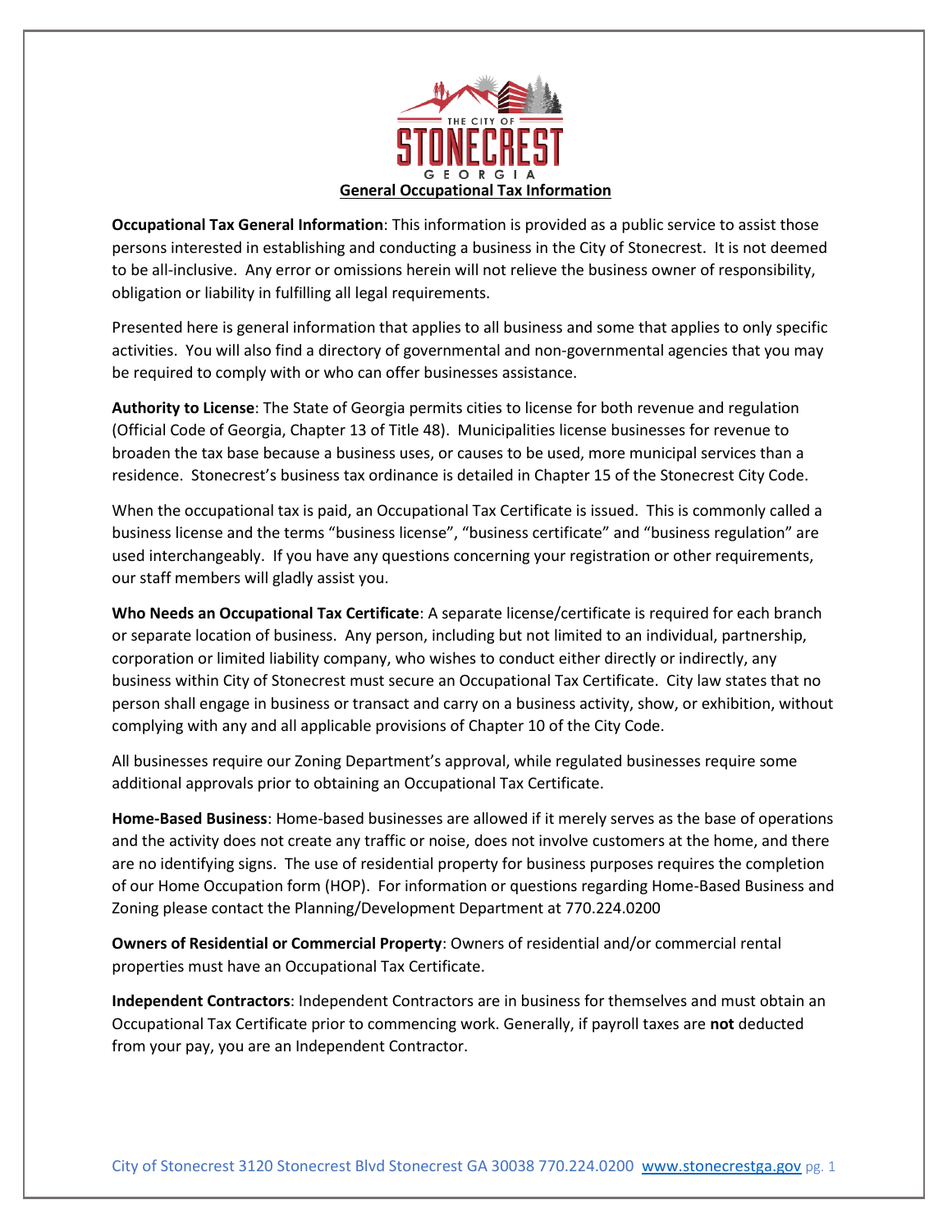THE CITY OF STONECREST GEORGIA

## General Occupational Tax Information

**Occupational Tax General Information**: This information is provided as a public service to assist those persons interested in establishing and conducting a business in the City of Stonecrest. It is not deemed to be all-inclusive. Any error or omissions herein will not relieve the business owner of responsibility, obligation or liability in fulfilling all legal requirements.

Presented here is general information that applies to all business and some that applies to only specific activities. You will also find a directory of governmental and non-governmental agencies that you may be required to comply with or who can offer businesses assistance.

**Authority to License**: The State of Georgia permits cities to license for both revenue and regulation (Official Code of Georgia, Chapter 13 of Title 48). Municipalities license businesses for revenue to broaden the tax base because a business uses, or causes to be used, more municipal services than a residence. Stonecrest's business tax ordinance is detailed in Chapter 15 of the Stonecrest City Code.

When the occupational tax is paid, an Occupational Tax Certificate is issued. This is commonly called a business license and the terms "business license", "business certificate" and "business regulation" are used interchangeably. If you have any questions concerning your registration or other requirements, our staff members will gladly assist you.

**Who Needs an Occupational Tax Certificate**: A separate license/certificate is required for each branch or separate location of business. Any person, including but not limited to an individual, partnership, corporation or limited liability company, who wishes to conduct either directly or indirectly, any business within City of Stonecrest must secure an Occupational Tax Certificate. City law states that no person shall engage in business or transact and carry on a business activity, show, or exhibition, without complying with any and all applicable provisions of Chapter 10 of the City Code.

All businesses require our Zoning Department's approval, while regulated businesses require some additional approvals prior to obtaining an Occupational Tax Certificate.

**Home-Based Business**: Home-based businesses are allowed if it merely serves as the base of operations and the activity does not create any traffic or noise, does not involve customers at the home, and there are no identifying signs. The use of residential property for business purposes requires the completion of our Home Occupation form (HOP). For information or questions regarding Home-Based Business and Zoning please contact the Planning/Development Department at 770.224.0200

**Owners of Residential or Commercial Property**: Owners of residential and/or commercial rental properties must have an Occupational Tax Certificate.

**Independent Contractors**: Independent Contractors are in business for themselves and must obtain an Occupational Tax Certificate prior to commencing work. Generally, if payroll taxes are **not** deducted from your pay, you are an Independent Contractor.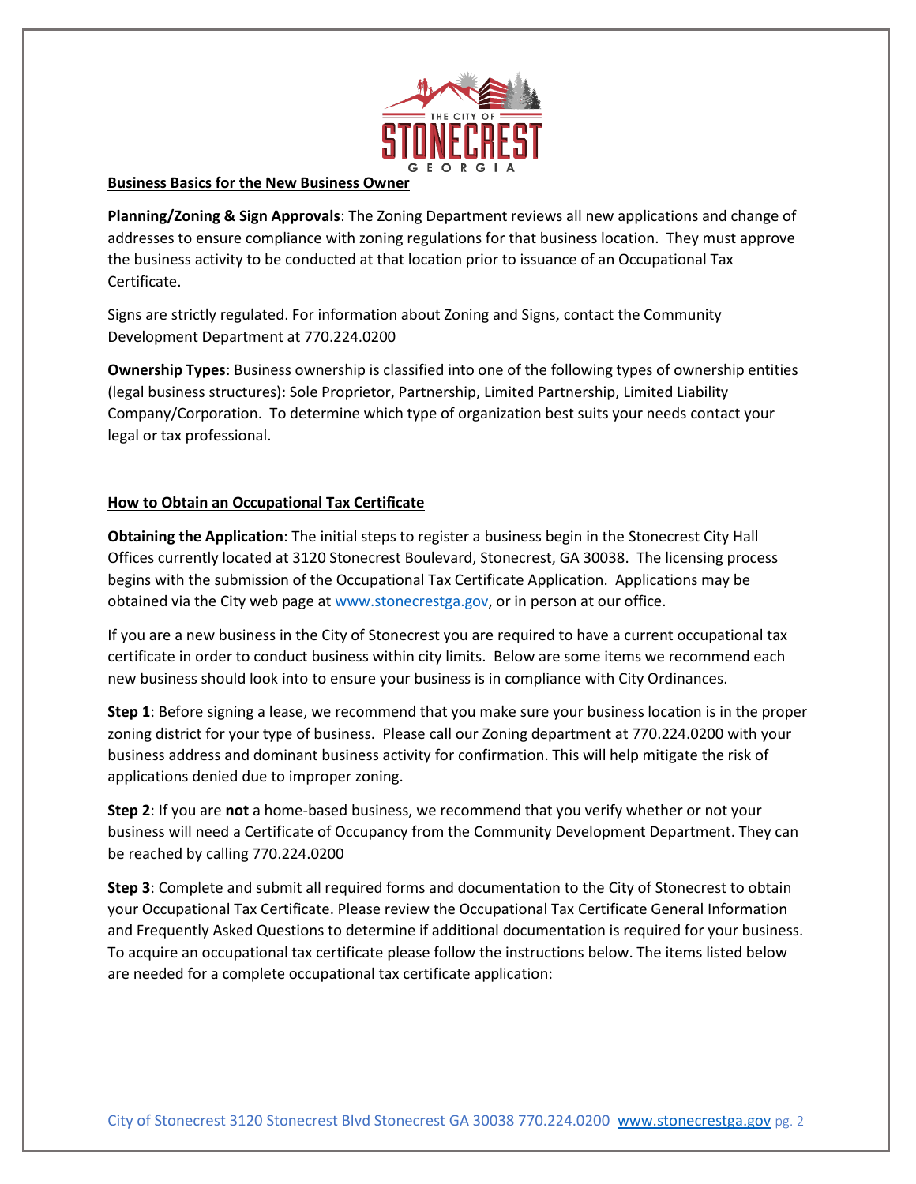**Business Basics for the New Business Owner**

**Planning/Zoning & Sign Approvals**: The Zoning Department reviews all new applications and change of addresses to ensure compliance with zoning regulations for that business location. They must approve the business activity to be conducted at that location prior to issuance of an Occupational Tax Certificate.

Signs are strictly regulated. For information about Zoning and Signs, contact the Community Development Department at 770.224.0200

**Ownership Types**: Business ownership is classified into one of the following types of ownership entities (legal business structures): Sole Proprietor, Partnership, Limited Partnership, Limited Liability Company/Corporation. To determine which type of organization best suits your needs contact your legal or tax professional.

**How to Obtain an Occupational Tax Certificate**

**Obtaining the Application**: The initial steps to register a business begin in the Stonecrest City Hall Offices currently located at 3120 Stonecrest Boulevard, Stonecrest, GA 30038. The licensing process begins with the submission of the Occupational Tax Certificate Application. Applications may be obtained via the City web page at www.stonecrestga.gov, or in person at our office.

If you are a new business in the City of Stonecrest you are required to have a current occupational tax certificate in order to conduct business within city limits. Below are some items we recommend each new business should look into to ensure your business is in compliance with City Ordinances.

**Step 1**: Before signing a lease, we recommend that you make sure your business location is in the proper zoning district for your type of business. Please call our Zoning department at 770.224.0200 with your business address and dominant business activity for confirmation. This will help mitigate the risk of applications denied due to improper zoning.

**Step 2**: If you are **not** a home-based business, we recommend that you verify whether or not your business will need a Certificate of Occupancy from the Community Development Department. They can be reached by calling 770.224.0200

**Step 3**: Complete and submit all required forms and documentation to the City of Stonecrest to obtain your Occupational Tax Certificate. Please review the Occupational Tax Certificate General Information and Frequently Asked Questions to determine if additional documentation is required for your business. To acquire an occupational tax certificate please follow the instructions below. The items listed below are needed for a complete occupational tax certificate application: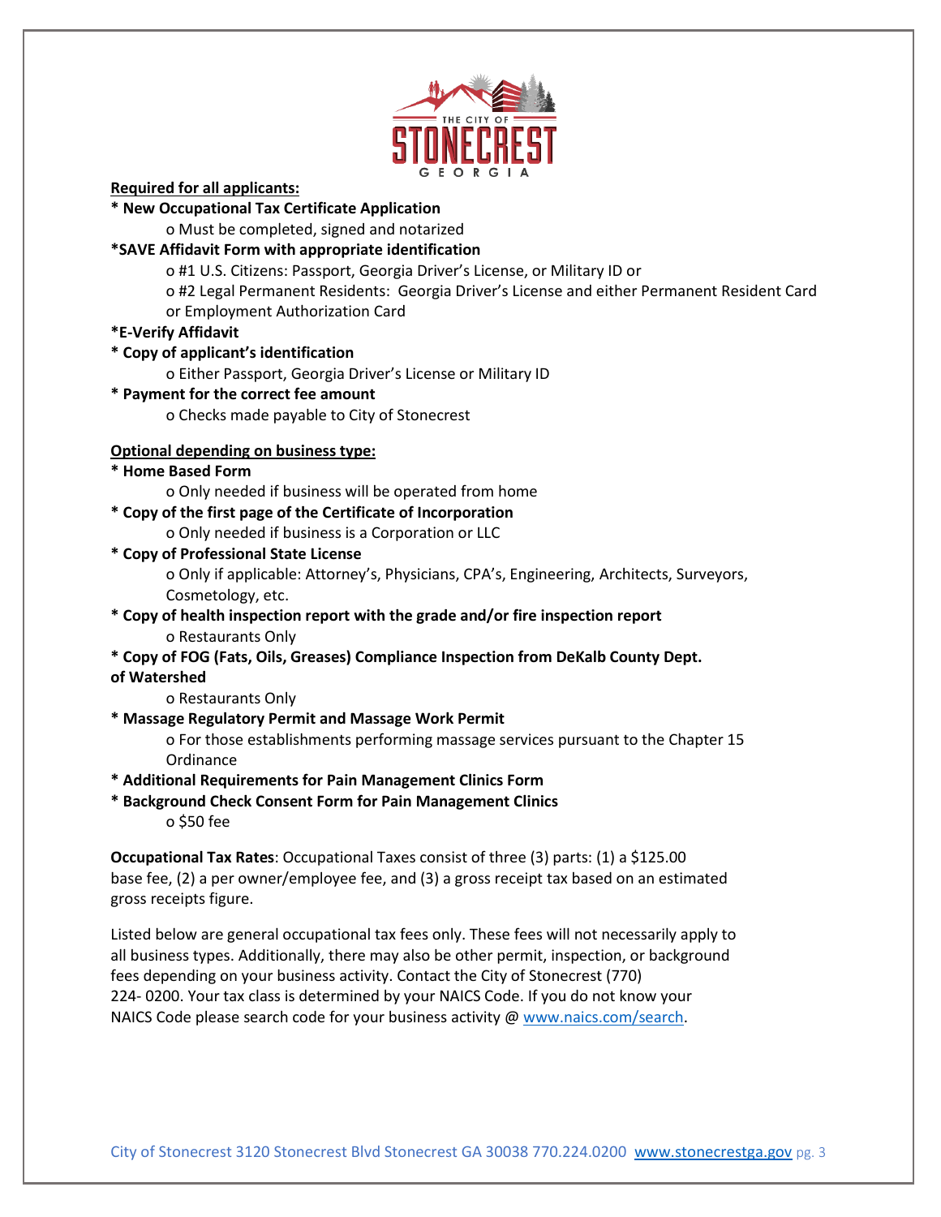**Required for all applicants:**

**\* New Occupational Tax Certificate Application**

- o Must be completed, signed and notarized

**\*SAVE Affidavit Form with appropriate identification**

- o #1 U.S. Citizens: Passport, Georgia Driver's License, or Military ID or
- o #2 Legal Permanent Residents: Georgia Driver's License and either Permanent Resident Card or Employment Authorization Card

**\*E-Verify Affidavit**

**\* Copy of applicant's identification**

- o Either Passport, Georgia Driver's License or Military ID

**\* Payment for the correct fee amount**

- o Checks made payable to City of Stonecrest

**Optional depending on business type:**

**\* Home Based Form**

- o Only needed if business will be operated from home

**\* Copy of the first page of the Certificate of Incorporation**

- o Only needed if business is a Corporation or LLC

**\* Copy of Professional State License**

- o Only if applicable: Attorney's, Physicians, CPA's, Engineering, Architects, Surveyors, Cosmetology, etc.

**\* Copy of health inspection report with the grade and/or fire inspection report**

- o Restaurants Only

**\* Copy of FOG (Fats, Oils, Greases) Compliance Inspection from DeKalb County Dept. of Watershed**

- o Restaurants Only

**\* Massage Regulatory Permit and Massage Work Permit**

- o For those establishments performing massage services pursuant to the Chapter 15 Ordinance

**\* Additional Requirements for Pain Management Clinics Form**

**\* Background Check Consent Form for Pain Management Clinics**

- o $50 fee

**Occupational Tax Rates**: Occupational Taxes consist of three (3) parts: (1) a $125.00 base fee, (2) a per owner/employee fee, and (3) a gross receipt tax based on an estimated gross receipts figure.

Listed below are general occupational tax fees only. These fees will not necessarily apply to all business types. Additionally, there may also be other permit, inspection, or background fees depending on your business activity. Contact the City of Stonecrest (770) 224- 0200. Your tax class is determined by your NAICS Code. If you do not know your NAICS Code please search code for your business activity @ www.naics.com/search.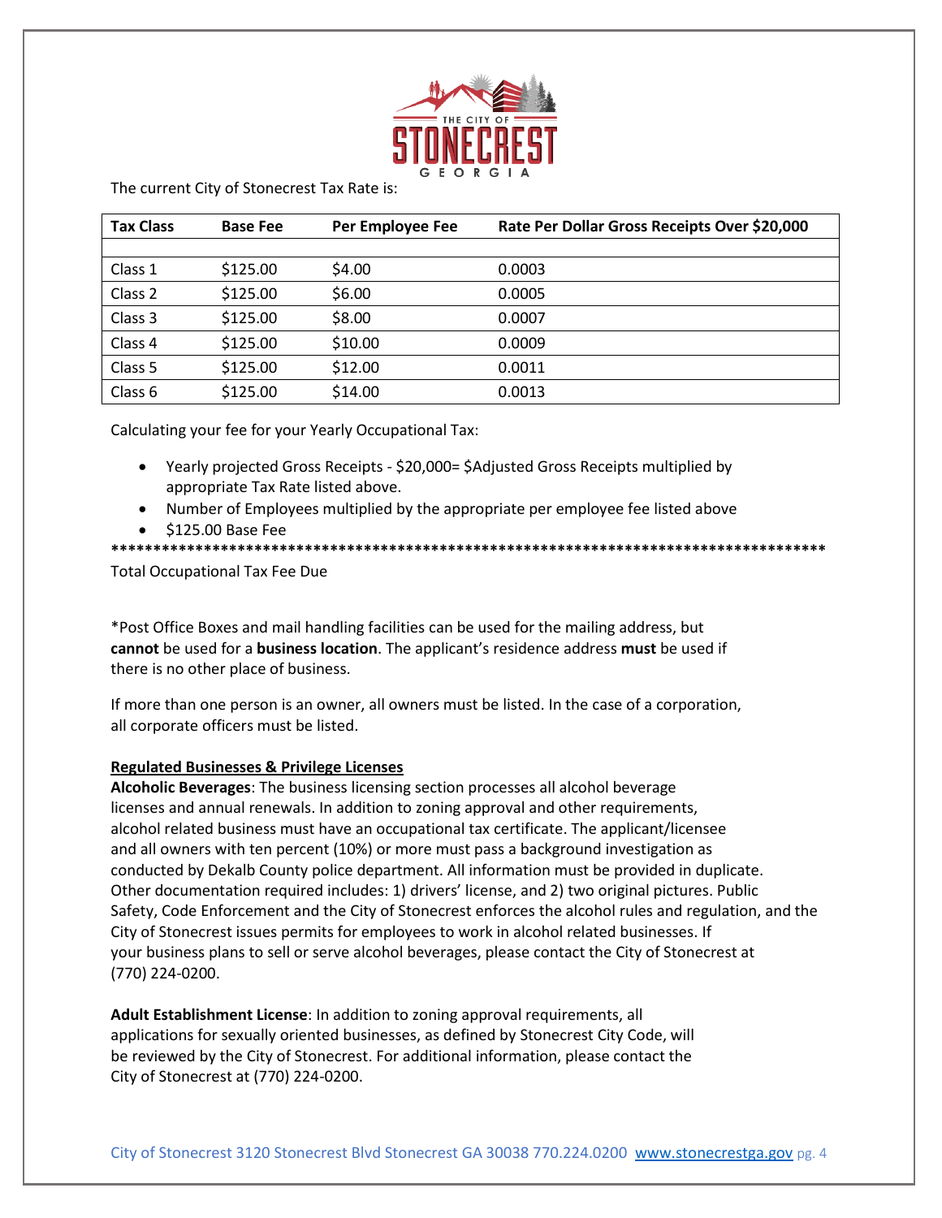The current City of Stonecrest Tax Rate is:

| Tax Class | Base Fee | Per Employee Fee | Rate Per Dollar Gross Receipts Over $20,000 |
|---|---|---|---|
| | | | |
| Class 1 | $125.00 | $4.00 | 0.0003 |
| Class 2 | $125.00 | $6.00 | 0.0005 |
| Class 3 | $125.00 | $8.00 | 0.0007 |
| Class 4 | $125.00 | $10.00 | 0.0009 |
| Class 5 | $125.00 | $12.00 | 0.0011 |
| Class 6 | $125.00 | $14.00 | 0.0013 |

Calculating your fee for your Yearly Occupational Tax:

- Yearly projected Gross Receipts - $20,000= $Adjusted Gross Receipts multiplied by appropriate Tax Rate listed above.
- Number of Employees multiplied by the appropriate per employee fee listed above
- $125.00 Base Fee

*****************************************************************************************

Total Occupational Tax Fee Due

*Post Office Boxes and mail handling facilities can be used for the mailing address, but **cannot** be used for a **business location**. The applicant's residence address **must** be used if there is no other place of business.

If more than one person is an owner, all owners must be listed. In the case of a corporation, all corporate officers must be listed.

**Regulated Businesses & Privilege Licenses**

**Alcoholic Beverages**: The business licensing section processes all alcohol beverage licenses and annual renewals. In addition to zoning approval and other requirements, alcohol related business must have an occupational tax certificate. The applicant/licensee and all owners with ten percent (10%) or more must pass a background investigation as conducted by Dekalb County police department. All information must be provided in duplicate. Other documentation required includes: 1) drivers' license, and 2) two original pictures. Public Safety, Code Enforcement and the City of Stonecrest enforces the alcohol rules and regulation, and the City of Stonecrest issues permits for employees to work in alcohol related businesses. If your business plans to sell or serve alcohol beverages, please contact the City of Stonecrest at (770) 224-0200.

**Adult Establishment License**: In addition to zoning approval requirements, all applications for sexually oriented businesses, as defined by Stonecrest City Code, will be reviewed by the City of Stonecrest. For additional information, please contact the City of Stonecrest at (770) 224-0200.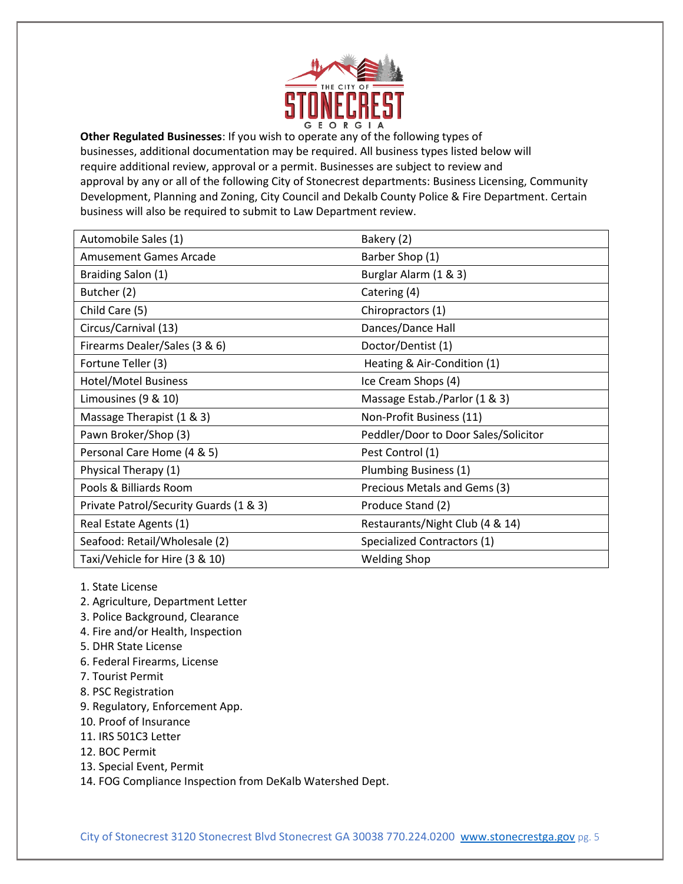**Other Regulated Businesses**: If you wish to operate any of the following types of businesses, additional documentation may be required. All business types listed below will require additional review, approval or a permit. Businesses are subject to review and approval by any or all of the following City of Stonecrest departments: Business Licensing, Community Development, Planning and Zoning, City Council and Dekalb County Police & Fire Department. Certain business will also be required to submit to Law Department review.

| | |
|---|---|
| Automobile Sales (1) | Bakery (2) |
| Amusement Games Arcade | Barber Shop (1) |
| Braiding Salon (1) | Burglar Alarm (1 & 3) |
| Butcher (2) | Catering (4) |
| Child Care (5) | Chiropractors (1) |
| Circus/Carnival (13) | Dances/Dance Hall |
| Firearms Dealer/Sales (3 & 6) | Doctor/Dentist (1) |
| Fortune Teller (3) | Heating & Air-Condition (1) |
| Hotel/Motel Business | Ice Cream Shops (4) |
| Limousines (9 & 10) | Massage Estab./Parlor (1 & 3) |
| Massage Therapist (1 & 3) | Non-Profit Business (11) |
| Pawn Broker/Shop (3) | Peddler/Door to Door Sales/Solicitor |
| Personal Care Home (4 & 5) | Pest Control (1) |
| Physical Therapy (1) | Plumbing Business (1) |
| Pools & Billiards Room | Precious Metals and Gems (3) |
| Private Patrol/Security Guards (1 & 3) | Produce Stand (2) |
| Real Estate Agents (1) | Restaurants/Night Club (4 & 14) |
| Seafood: Retail/Wholesale (2) | Specialized Contractors (1) |
| Taxi/Vehicle for Hire (3 & 10) | Welding Shop |

1. State License
2. Agriculture, Department Letter
3. Police Background, Clearance
4. Fire and/or Health, Inspection
5. DHR State License
6. Federal Firearms, License
7. Tourist Permit
8. PSC Registration
9. Regulatory, Enforcement App.
10. Proof of Insurance
11. IRS 501C3 Letter
12. BOC Permit
13. Special Event, Permit
14. FOG Compliance Inspection from DeKalb Watershed Dept.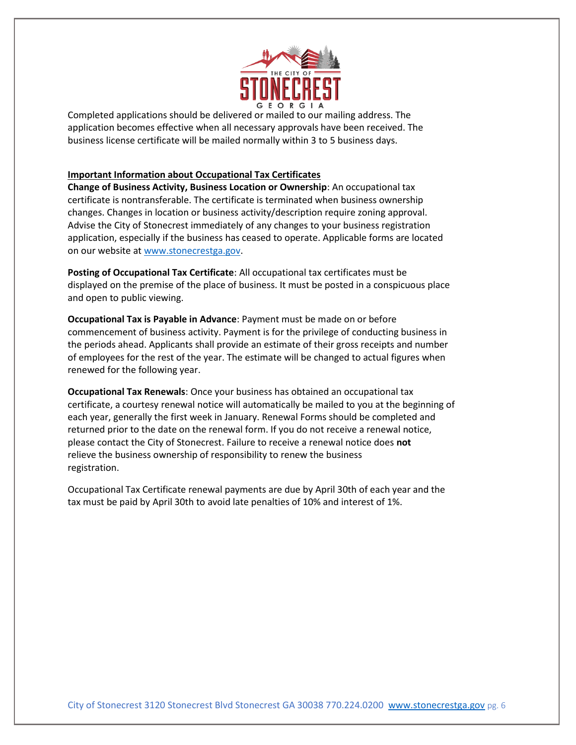Completed applications should be delivered or mailed to our mailing address. The application becomes effective when all necessary approvals have been received. The business license certificate will be mailed normally within 3 to 5 business days.

**Important Information about Occupational Tax Certificates**

**Change of Business Activity, Business Location or Ownership**: An occupational tax certificate is nontransferable. The certificate is terminated when business ownership changes. Changes in location or business activity/description require zoning approval. Advise the City of Stonecrest immediately of any changes to your business registration application, especially if the business has ceased to operate. Applicable forms are located on our website at www.stonecrestga.gov.

**Posting of Occupational Tax Certificate**: All occupational tax certificates must be displayed on the premise of the place of business. It must be posted in a conspicuous place and open to public viewing.

**Occupational Tax is Payable in Advance**: Payment must be made on or before commencement of business activity. Payment is for the privilege of conducting business in the periods ahead. Applicants shall provide an estimate of their gross receipts and number of employees for the rest of the year. The estimate will be changed to actual figures when renewed for the following year.

**Occupational Tax Renewals**: Once your business has obtained an occupational tax certificate, a courtesy renewal notice will automatically be mailed to you at the beginning of each year, generally the first week in January. Renewal Forms should be completed and returned prior to the date on the renewal form. If you do not receive a renewal notice, please contact the City of Stonecrest. Failure to receive a renewal notice does **not** relieve the business ownership of responsibility to renew the business registration.

Occupational Tax Certificate renewal payments are due by April 30th of each year and the tax must be paid by April 30th to avoid late penalties of 10% and interest of 1%.